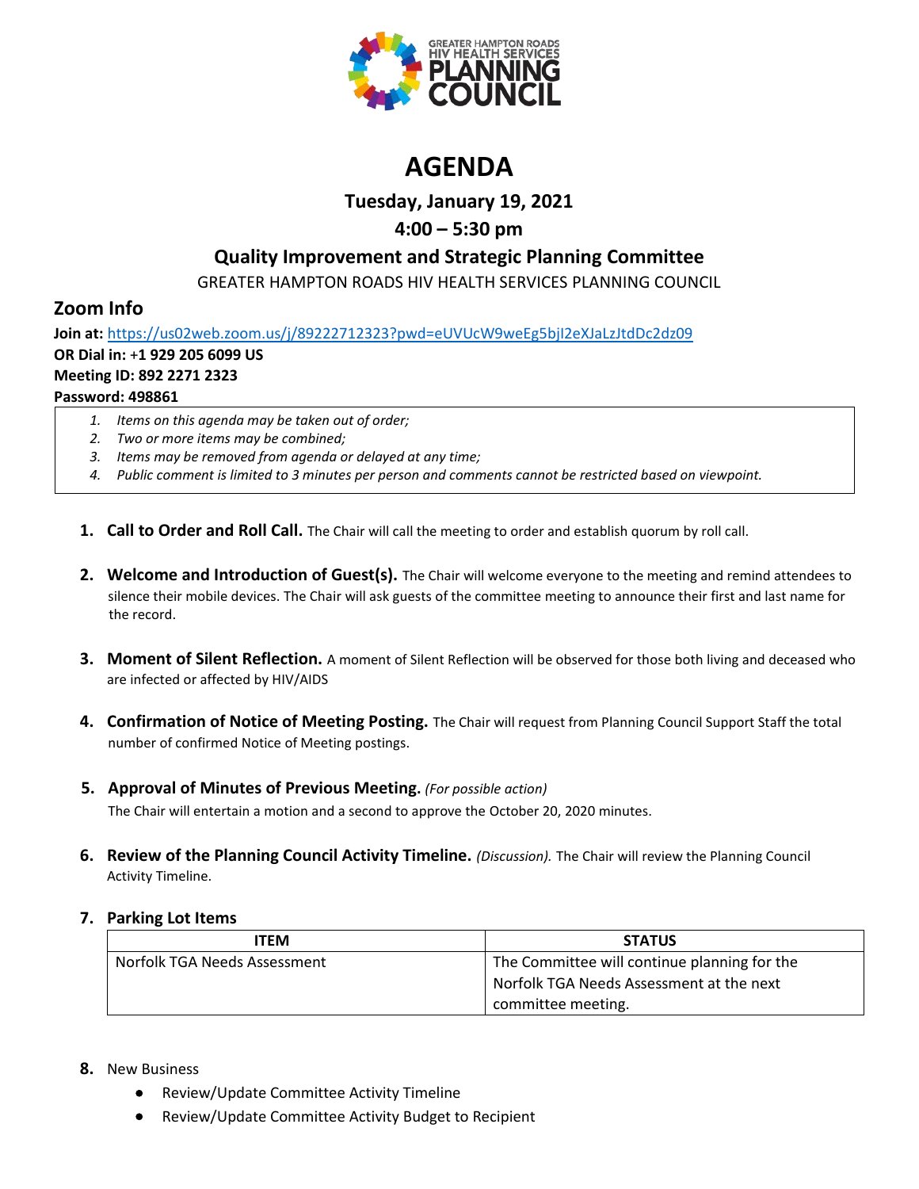GREATER HAMPTON ROADS HIV HEALTH SERVICES PLANNING COUNCIL

# AGENDA

### Tuesday, January 19, 2021

### 4:00 – 5:30 pm

### Quality Improvement and Strategic Planning Committee

GREATER HAMPTON ROADS HIV HEALTH SERVICES PLANNING COUNCIL

## Zoom Info

**Join at:** https://us02web.zoom.us/j/89222712323?pwd=eUVUcW9weEg5bjI2eXJaLzJtdDc2dz09
**OR Dial in:** **+1 929 205 6099 US**
**Meeting ID: 892 2271 2323**
**Password: 498861**

1. *Items on this agenda may be taken out of order;*
2. *Two or more items may be combined;*
3. *Items may be removed from agenda or delayed at any time;*
4. *Public comment is limited to 3 minutes per person and comments cannot be restricted based on viewpoint.*

1. **Call to Order and Roll Call.** The Chair will call the meeting to order and establish quorum by roll call.

2. **Welcome and Introduction of Guest(s).** The Chair will welcome everyone to the meeting and remind attendees to silence their mobile devices. The Chair will ask guests of the committee meeting to announce their first and last name for the record.

3. **Moment of Silent Reflection.** A moment of Silent Reflection will be observed for those both living and deceased who are infected or affected by HIV/AIDS

4. **Confirmation of Notice of Meeting Posting.** The Chair will request from Planning Council Support Staff the total number of confirmed Notice of Meeting postings.

5. **Approval of Minutes of Previous Meeting.** *(For possible action)*
   The Chair will entertain a motion and a second to approve the October 20, 2020 minutes.

6. **Review of the Planning Council Activity Timeline.** *(Discussion).* The Chair will review the Planning Council Activity Timeline.

7. **Parking Lot Items**

| ITEM | STATUS |
|---|---|
| Norfolk TGA Needs Assessment | The Committee will continue planning for the Norfolk TGA Needs Assessment at the next committee meeting. |

8. New Business
   - Review/Update Committee Activity Timeline
   - Review/Update Committee Activity Budget to Recipient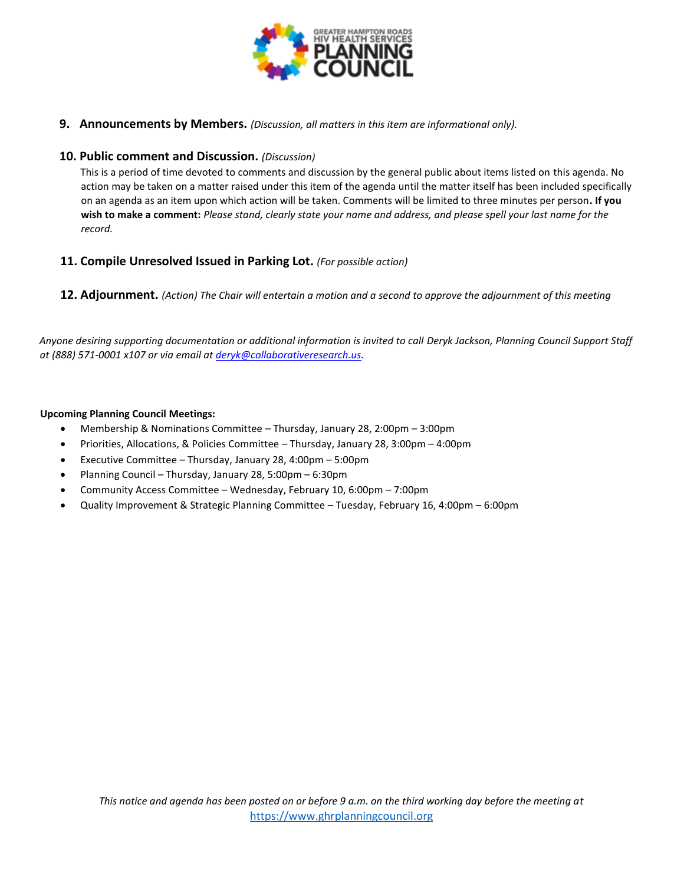**9. Announcements by Members.** *(Discussion, all matters in this item are informational only).*

**10. Public comment and Discussion.** *(Discussion)*

This is a period of time devoted to comments and discussion by the general public about items listed on this agenda. No action may be taken on a matter raised under this item of the agenda until the matter itself has been included specifically on an agenda as an item upon which action will be taken. Comments will be limited to three minutes per person**. If you wish to make a comment:** *Please stand, clearly state your name and address, and please spell your last name for the record.*

**11. Compile Unresolved Issued in Parking Lot.** *(For possible action)*

**12. Adjournment.** *(Action) The Chair will entertain a motion and a second to approve the adjournment of this meeting*

*Anyone desiring supporting documentation or additional information is invited to call Deryk Jackson, Planning Council Support Staff at (888) 571-0001 x107 or via email at [deryk@collaborativeresearch.us](mailto:deryk@collaborativeresearch.us).*

**Upcoming Planning Council Meetings:**

- Membership & Nominations Committee – Thursday, January 28, 2:00pm – 3:00pm
- Priorities, Allocations, & Policies Committee – Thursday, January 28, 3:00pm – 4:00pm
- Executive Committee – Thursday, January 28, 4:00pm – 5:00pm
- Planning Council – Thursday, January 28, 5:00pm – 6:30pm
- Community Access Committee – Wednesday, February 10, 6:00pm – 7:00pm
- Quality Improvement & Strategic Planning Committee – Tuesday, February 16, 4:00pm – 6:00pm

*This notice and agenda has been posted on or before 9 a.m. on the third working day before the meeting at* [https://www.ghrplanningcouncil.org](https://www.ghrplanningcouncil.org)